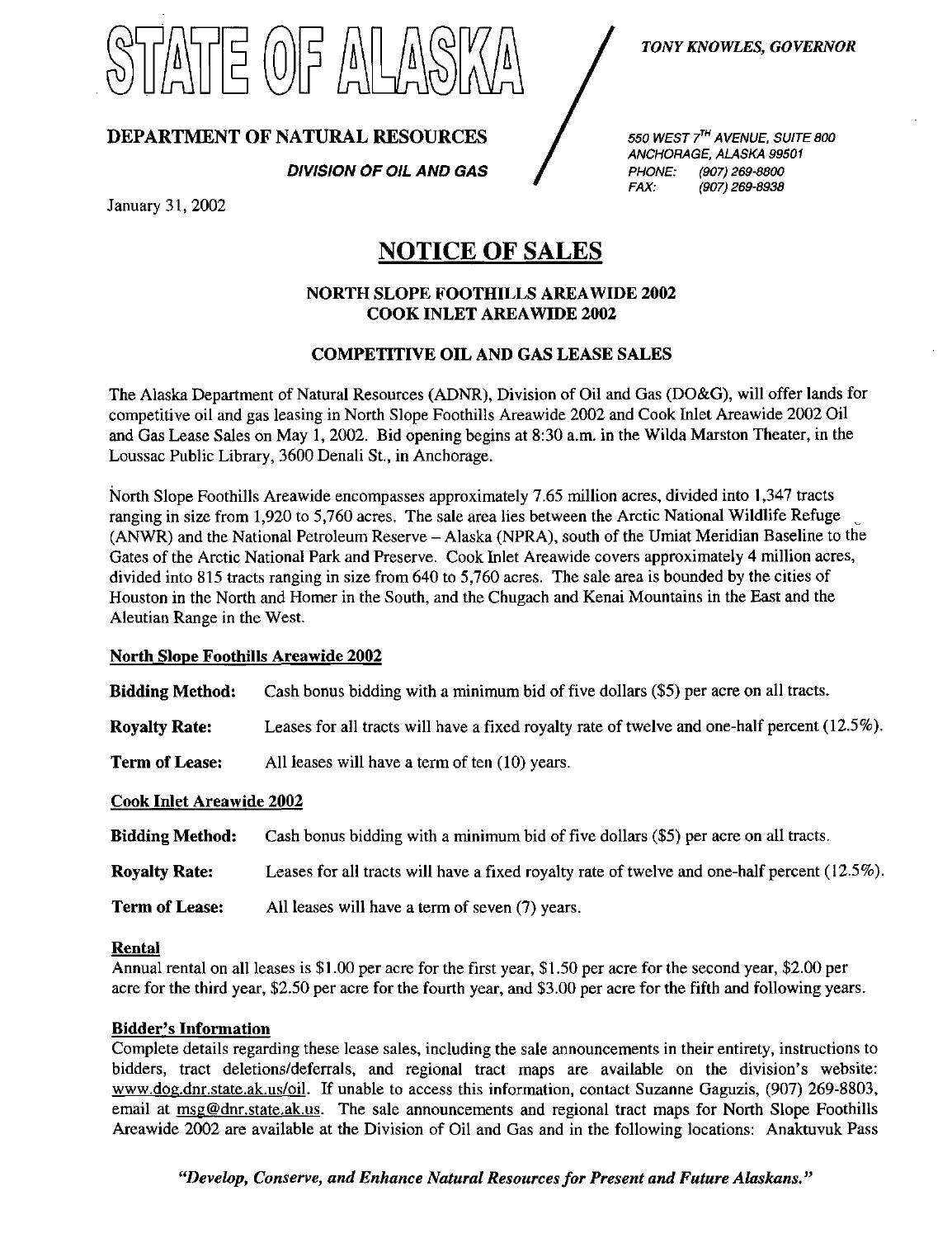# STATE OF ALASKA

**TONY KNOWLES, GOVERNOR**

## DEPARTMENT OF NATURAL RESOURCES

***DIVISION OF OIL AND GAS***

*550 WEST 7TH AVENUE, SUITE 800*
*ANCHORAGE, ALASKA 99501*
*PHONE: (907) 269-8800*
*FAX: (907) 269-8938*

January 31, 2002

# NOTICE OF SALES

### NORTH SLOPE FOOTHILLS AREAWIDE 2002
### COOK INLET AREAWIDE 2002

### COMPETITIVE OIL AND GAS LEASE SALES

The Alaska Department of Natural Resources (ADNR), Division of Oil and Gas (DO&G), will offer lands for competitive oil and gas leasing in North Slope Foothills Areawide 2002 and Cook Inlet Areawide 2002 Oil and Gas Lease Sales on May 1, 2002. Bid opening begins at 8:30 a.m. in the Wilda Marston Theater, in the Loussac Public Library, 3600 Denali St., in Anchorage.

North Slope Foothills Areawide encompasses approximately 7.65 million acres, divided into 1,347 tracts ranging in size from 1,920 to 5,760 acres. The sale area lies between the Arctic National Wildlife Refuge (ANWR) and the National Petroleum Reserve – Alaska (NPRA), south of the Umiat Meridian Baseline to the Gates of the Arctic National Park and Preserve. Cook Inlet Areawide covers approximately 4 million acres, divided into 815 tracts ranging in size from 640 to 5,760 acres. The sale area is bounded by the cities of Houston in the North and Homer in the South, and the Chugach and Kenai Mountains in the East and the Aleutian Range in the West.

**North Slope Foothills Areawide 2002**

**Bidding Method:** Cash bonus bidding with a minimum bid of five dollars ($5) per acre on all tracts.

**Royalty Rate:** Leases for all tracts will have a fixed royalty rate of twelve and one-half percent (12.5%).

**Term of Lease:** All leases will have a term of ten (10) years.

**Cook Inlet Areawide 2002**

**Bidding Method:** Cash bonus bidding with a minimum bid of five dollars ($5) per acre on all tracts.

**Royalty Rate:** Leases for all tracts will have a fixed royalty rate of twelve and one-half percent (12.5%).

**Term of Lease:** All leases will have a term of seven (7) years.

**Rental**

Annual rental on all leases is $1.00 per acre for the first year, $1.50 per acre for the second year, $2.00 per acre for the third year, $2.50 per acre for the fourth year, and $3.00 per acre for the fifth and following years.

**Bidder's Information**

Complete details regarding these lease sales, including the sale announcements in their entirety, instructions to bidders, tract deletions/deferrals, and regional tract maps are available on the division's website: www.dog.dnr.state.ak.us/oil. If unable to access this information, contact Suzanne Gaguzis, (907) 269-8803, email at msg@dnr.state.ak.us. The sale announcements and regional tract maps for North Slope Foothills Areawide 2002 are available at the Division of Oil and Gas and in the following locations: Anaktuvuk Pass

*"Develop, Conserve, and Enhance Natural Resources for Present and Future Alaskans."*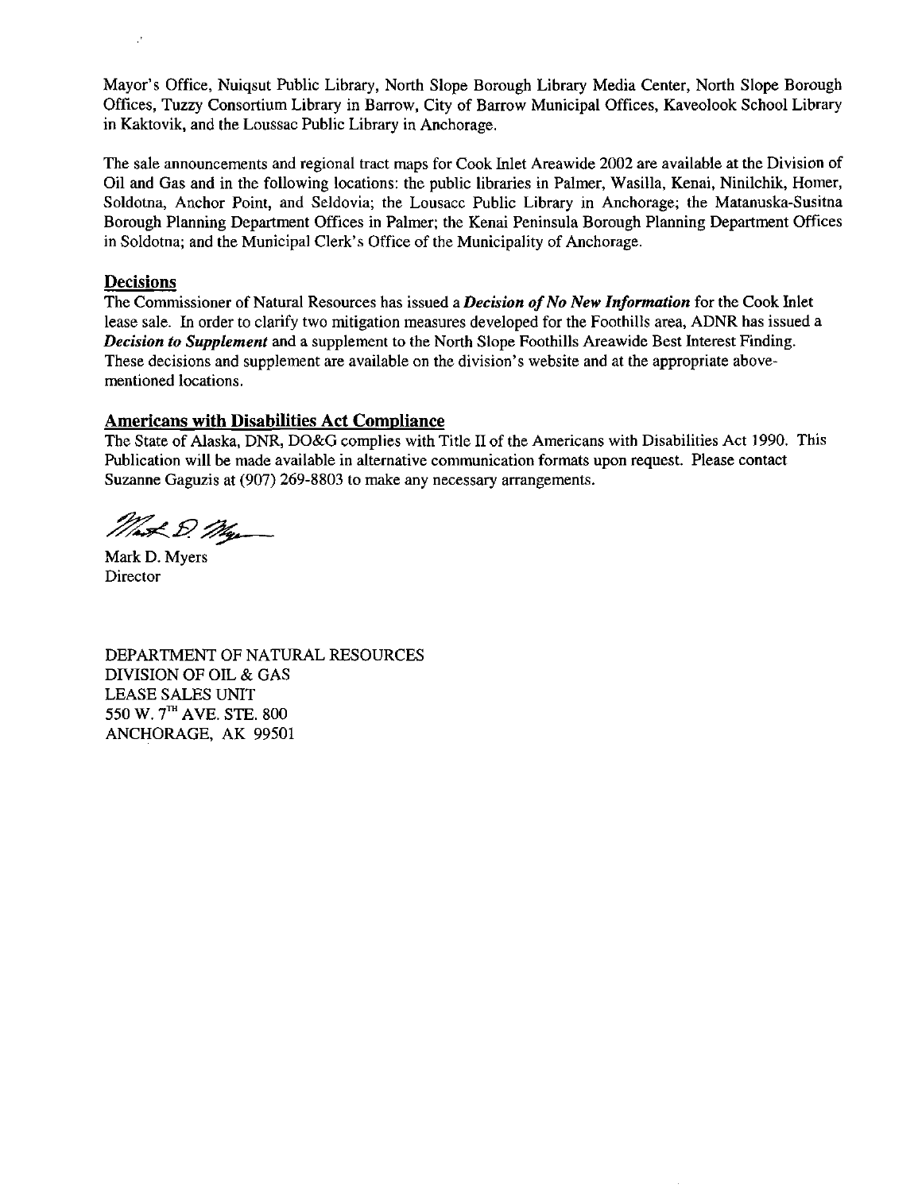Mayor's Office, Nuiqsut Public Library, North Slope Borough Library Media Center, North Slope Borough Offices, Tuzzy Consortium Library in Barrow, City of Barrow Municipal Offices, Kaveolook School Library in Kaktovik, and the Loussac Public Library in Anchorage.

The sale announcements and regional tract maps for Cook Inlet Areawide 2002 are available at the Division of Oil and Gas and in the following locations: the public libraries in Palmer, Wasilla, Kenai, Ninilchik, Homer, Soldotna, Anchor Point, and Seldovia; the Lousacc Public Library in Anchorage; the Matanuska-Susitna Borough Planning Department Offices in Palmer; the Kenai Peninsula Borough Planning Department Offices in Soldotna; and the Municipal Clerk's Office of the Municipality of Anchorage.

## Decisions

The Commissioner of Natural Resources has issued a ***Decision of No New Information*** for the Cook Inlet lease sale. In order to clarify two mitigation measures developed for the Foothills area, ADNR has issued a ***Decision to Supplement*** and a supplement to the North Slope Foothills Areawide Best Interest Finding. These decisions and supplement are available on the division's website and at the appropriate above-mentioned locations.

## Americans with Disabilities Act Compliance

The State of Alaska, DNR, DO&G complies with Title II of the Americans with Disabilities Act 1990. This Publication will be made available in alternative communication formats upon request. Please contact Suzanne Gaguzis at (907) 269-8803 to make any necessary arrangements.

Mark D. Myers
Director

DEPARTMENT OF NATURAL RESOURCES
DIVISION OF OIL & GAS
LEASE SALES UNIT
550 W. 7TH AVE. STE. 800
ANCHORAGE, AK 99501